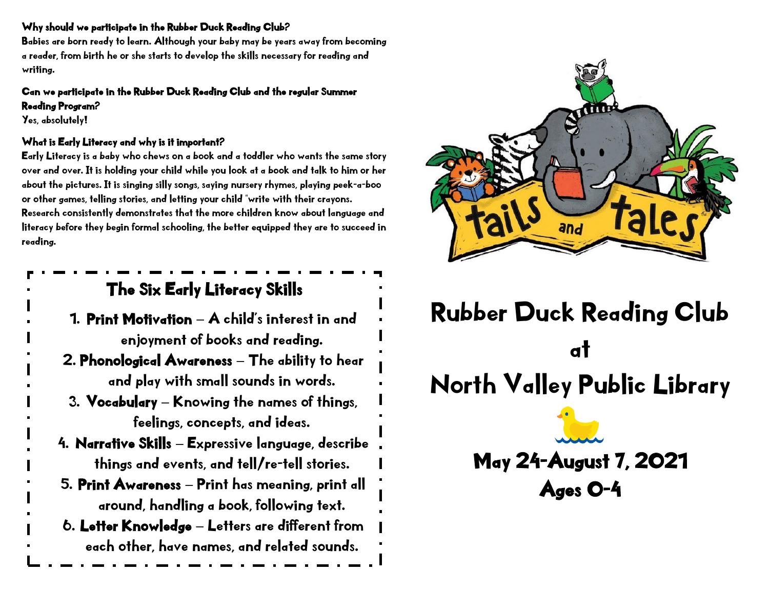**Why should we participate in the Rubber Duck Reading Club?**

Babies are born ready to learn. Although your baby may be years away from becoming a reader, from birth he or she starts to develop the skills necessary for reading and writing.

**Can we participate in the Rubber Duck Reading Club and the regular Summer Reading Program?**

Yes, absolutely!

**What is Early Literacy and why is it important?**

Early Literacy is a baby who chews on a book and a toddler who wants the same story over and over. It is holding your child while you look at a book and talk to him or her about the pictures. It is singing silly songs, saying nursery rhymes, playing peek-a-boo or other games, telling stories, and letting your child "write with their crayons. Research consistently demonstrates that the more children know about language and literacy before they begin formal schooling, the better equipped they are to succeed in reading.

## The Six Early Literacy Skills

1. **Print Motivation** – A child's interest in and enjoyment of books and reading.
2. **Phonological Awareness** – The ability to hear and play with small sounds in words.
3. **Vocabulary** – Knowing the names of things, feelings, concepts, and ideas.
4. **Narrative Skills** – Expressive language, describe things and events, and tell/re-tell stories.
5. **Print Awareness** – Print has meaning, print all around, handling a book, following text.
6. **Letter Knowledge** – Letters are different from each other, have names, and related sounds.

tails and tales

# Rubber Duck Reading Club at North Valley Public Library

## May 24-August 7, 2021
## Ages 0-4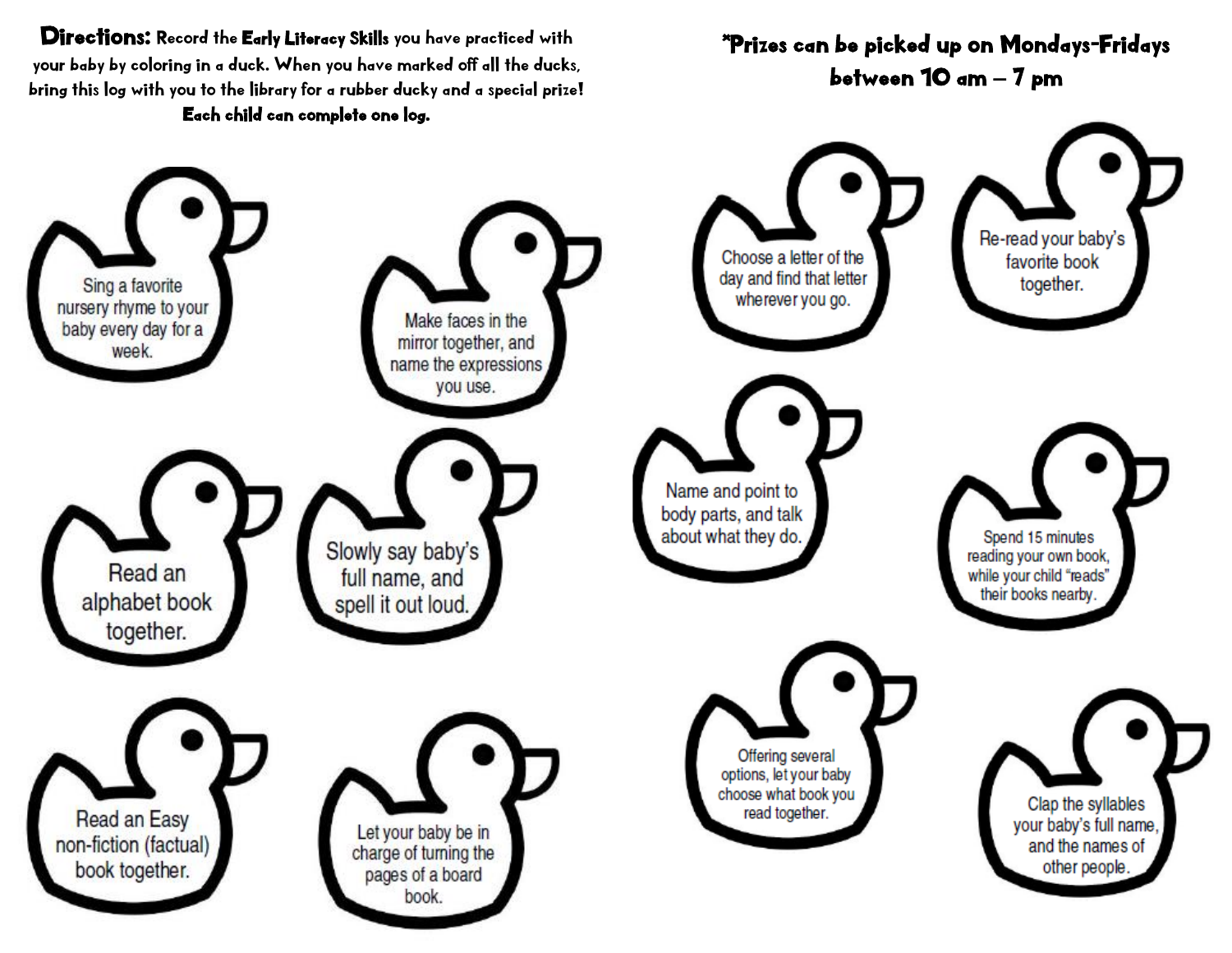**Directions:** Record the **Early Literacy Skills** you have practiced with your baby by coloring in a duck. When you have marked off all the ducks, bring this log with you to the library for a rubber ducky and a special prize! **Each child can complete one log.**

- Sing a favorite nursery rhyme to your baby every day for a week.
- Make faces in the mirror together, and name the expressions you use.
- Read an alphabet book together.
- Slowly say baby's full name, and spell it out loud.
- Read an Easy non-fiction (factual) book together.
- Let your baby be in charge of turning the pages of a board book.

**\*Prizes can be picked up on Mondays-Fridays between 10 am – 7 pm**

- Choose a letter of the day and find that letter wherever you go.
- Re-read your baby's favorite book together.
- Name and point to body parts, and talk about what they do.
- Spend 15 minutes reading your own book, while your child "reads" their books nearby.
- Offering several options, let your baby choose what book you read together.
- Clap the syllables your baby's full name, and the names of other people.